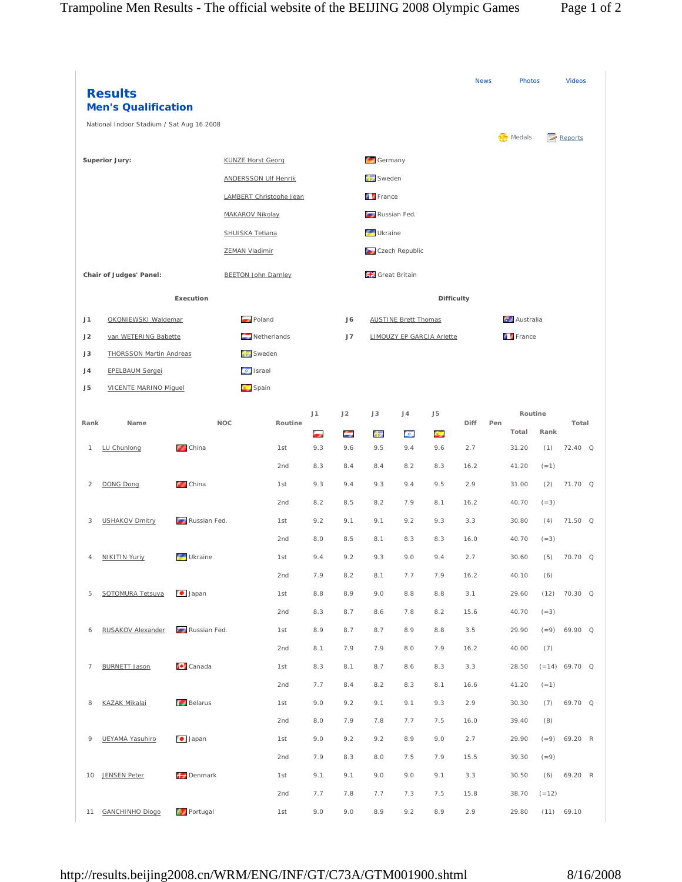News | Photos | Videos

# Results

## Men's Qualification

National Indoor Stadium / Sat Aug 16 2008

Medals | Reports

**Superior Jury:**

| | |
|---|---|
| KUNZE Horst Georg | Germany |
| ANDERSSON Ulf Henrik | Sweden |
| LAMBERT Christophe Jean | France |
| MAKAROV Nikolay | Russian Fed. |
| SHUISKA Tetiana | Ukraine |
| ZEMAN Vladimir | Czech Republic |

**Chair of Judges' Panel:** BEETON John Darnley — Great Britain

**Execution**

| | | |
|---|---|---|
| J1 | OKONIEWSKI Waldemar | Poland |
| J2 | van WETERING Babette | Netherlands |
| J3 | THORSSON Martin Andreas | Sweden |
| J4 | EPELBAUM Sergei | Israel |
| J5 | VICENTE MARINO Miguel | Spain |

**Difficulty**

| | | |
|---|---|---|
| J6 | AUSTINE Brett Thomas | Australia |
| J7 | LIMOUZY EP GARCIA Arlette | France |

| Rank | Name | NOC | Routine | J1 | J2 | J3 | J4 | J5 | Diff | Pen | Routine Total | Routine Rank | Total | |
|---|---|---|---|---|---|---|---|---|---|---|---|---|---|---|
| 1 | LU Chunlong | China | 1st | 9.3 | 9.6 | 9.5 | 9.4 | 9.6 | 2.7 | | 31.20 | (1) | 72.40 | Q |
| | | | 2nd | 8.3 | 8.4 | 8.4 | 8.2 | 8.3 | 16.2 | | 41.20 | (=1) | | |
| 2 | DONG Dong | China | 1st | 9.3 | 9.4 | 9.3 | 9.4 | 9.5 | 2.9 | | 31.00 | (2) | 71.70 | Q |
| | | | 2nd | 8.2 | 8.5 | 8.2 | 7.9 | 8.1 | 16.2 | | 40.70 | (=3) | | |
| 3 | USHAKOV Dmitry | Russian Fed. | 1st | 9.2 | 9.1 | 9.1 | 9.2 | 9.3 | 3.3 | | 30.80 | (4) | 71.50 | Q |
| | | | 2nd | 8.0 | 8.5 | 8.1 | 8.3 | 8.3 | 16.0 | | 40.70 | (=3) | | |
| 4 | NIKITIN Yuriy | Ukraine | 1st | 9.4 | 9.2 | 9.3 | 9.0 | 9.4 | 2.7 | | 30.60 | (5) | 70.70 | Q |
| | | | 2nd | 7.9 | 8.2 | 8.1 | 7.7 | 7.9 | 16.2 | | 40.10 | (6) | | |
| 5 | SOTOMURA Tetsuya | Japan | 1st | 8.8 | 8.9 | 9.0 | 8.8 | 8.8 | 3.1 | | 29.60 | (12) | 70.30 | Q |
| | | | 2nd | 8.3 | 8.7 | 8.6 | 7.8 | 8.2 | 15.6 | | 40.70 | (=3) | | |
| 6 | RUSAKOV Alexander | Russian Fed. | 1st | 8.9 | 8.7 | 8.7 | 8.9 | 8.8 | 3.5 | | 29.90 | (=9) | 69.90 | Q |
| | | | 2nd | 8.1 | 7.9 | 7.9 | 8.0 | 7.9 | 16.2 | | 40.00 | (7) | | |
| 7 | BURNETT Jason | Canada | 1st | 8.3 | 8.1 | 8.7 | 8.6 | 8.3 | 3.3 | | 28.50 | (=14) | 69.70 | Q |
| | | | 2nd | 7.7 | 8.4 | 8.2 | 8.3 | 8.1 | 16.6 | | 41.20 | (=1) | | |
| 8 | KAZAK Mikalai | Belarus | 1st | 9.0 | 9.2 | 9.1 | 9.1 | 9.3 | 2.9 | | 30.30 | (7) | 69.70 | Q |
| | | | 2nd | 8.0 | 7.9 | 7.8 | 7.7 | 7.5 | 16.0 | | 39.40 | (8) | | |
| 9 | UEYAMA Yasuhiro | Japan | 1st | 9.0 | 9.2 | 9.2 | 8.9 | 9.0 | 2.7 | | 29.90 | (=9) | 69.20 | R |
| | | | 2nd | 7.9 | 8.3 | 8.0 | 7.5 | 7.9 | 15.5 | | 39.30 | (=9) | | |
| 10 | JENSEN Peter | Denmark | 1st | 9.1 | 9.1 | 9.0 | 9.0 | 9.1 | 3.3 | | 30.50 | (6) | 69.20 | R |
| | | | 2nd | 7.7 | 7.8 | 7.7 | 7.3 | 7.5 | 15.8 | | 38.70 | (=12) | | |
| 11 | GANCHINHO Diogo | Portugal | 1st | 9.0 | 9.0 | 8.9 | 9.2 | 8.9 | 2.9 | | 29.80 | (11) | 69.10 | |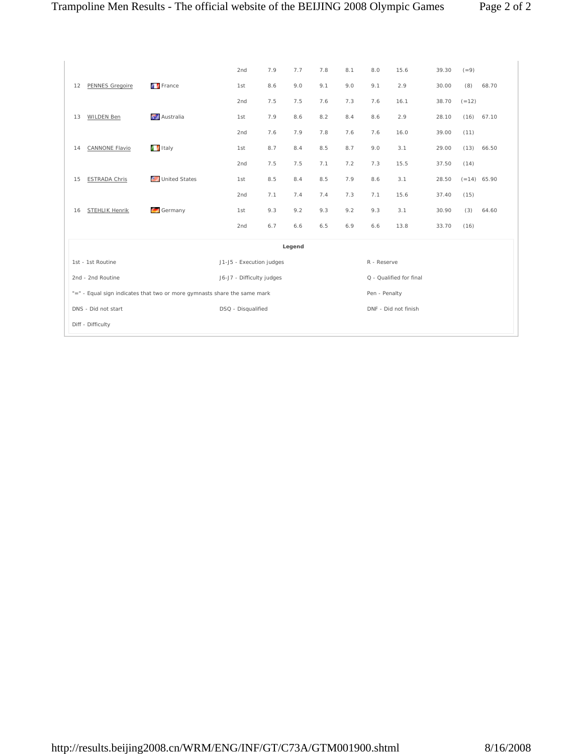| | | | | | | | | | | | | |
|---|---|---|---|---|---|---|---|---|---|---|---|---|
| | | | 2nd | 7.9 | 7.7 | 7.8 | 8.1 | 8.0 | 15.6 | 39.30 | (=9) | |
| 12 | PENNES Gregoire | France | 1st | 8.6 | 9.0 | 9.1 | 9.0 | 9.1 | 2.9 | 30.00 | (8) | 68.70 |
| | | | 2nd | 7.5 | 7.5 | 7.6 | 7.3 | 7.6 | 16.1 | 38.70 | (=12) | |
| 13 | WILDEN Ben | Australia | 1st | 7.9 | 8.6 | 8.2 | 8.4 | 8.6 | 2.9 | 28.10 | (16) | 67.10 |
| | | | 2nd | 7.6 | 7.9 | 7.8 | 7.6 | 7.6 | 16.0 | 39.00 | (11) | |
| 14 | CANNONE Flavio | Italy | 1st | 8.7 | 8.4 | 8.5 | 8.7 | 9.0 | 3.1 | 29.00 | (13) | 66.50 |
| | | | 2nd | 7.5 | 7.5 | 7.1 | 7.2 | 7.3 | 15.5 | 37.50 | (14) | |
| 15 | ESTRADA Chris | United States | 1st | 8.5 | 8.4 | 8.5 | 7.9 | 8.6 | 3.1 | 28.50 | (=14) | 65.90 |
| | | | 2nd | 7.1 | 7.4 | 7.4 | 7.3 | 7.1 | 15.6 | 37.40 | (15) | |
| 16 | STEHLIK Henrik | Germany | 1st | 9.3 | 9.2 | 9.3 | 9.2 | 9.3 | 3.1 | 30.90 | (3) | 64.60 |
| | | | 2nd | 6.7 | 6.6 | 6.5 | 6.9 | 6.6 | 13.8 | 33.70 | (16) | |

**Legend**

| | | |
|---|---|---|
| 1st - 1st Routine | J1-J5 - Execution judges | R - Reserve |
| 2nd - 2nd Routine | J6-J7 - Difficulty judges | Q - Qualified for final |
| "=" - Equal sign indicates that two or more gymnasts share the same mark | | Pen - Penalty |
| DNS - Did not start | DSQ - Disqualified | DNF - Did not finish |
| Diff - Difficulty | | |